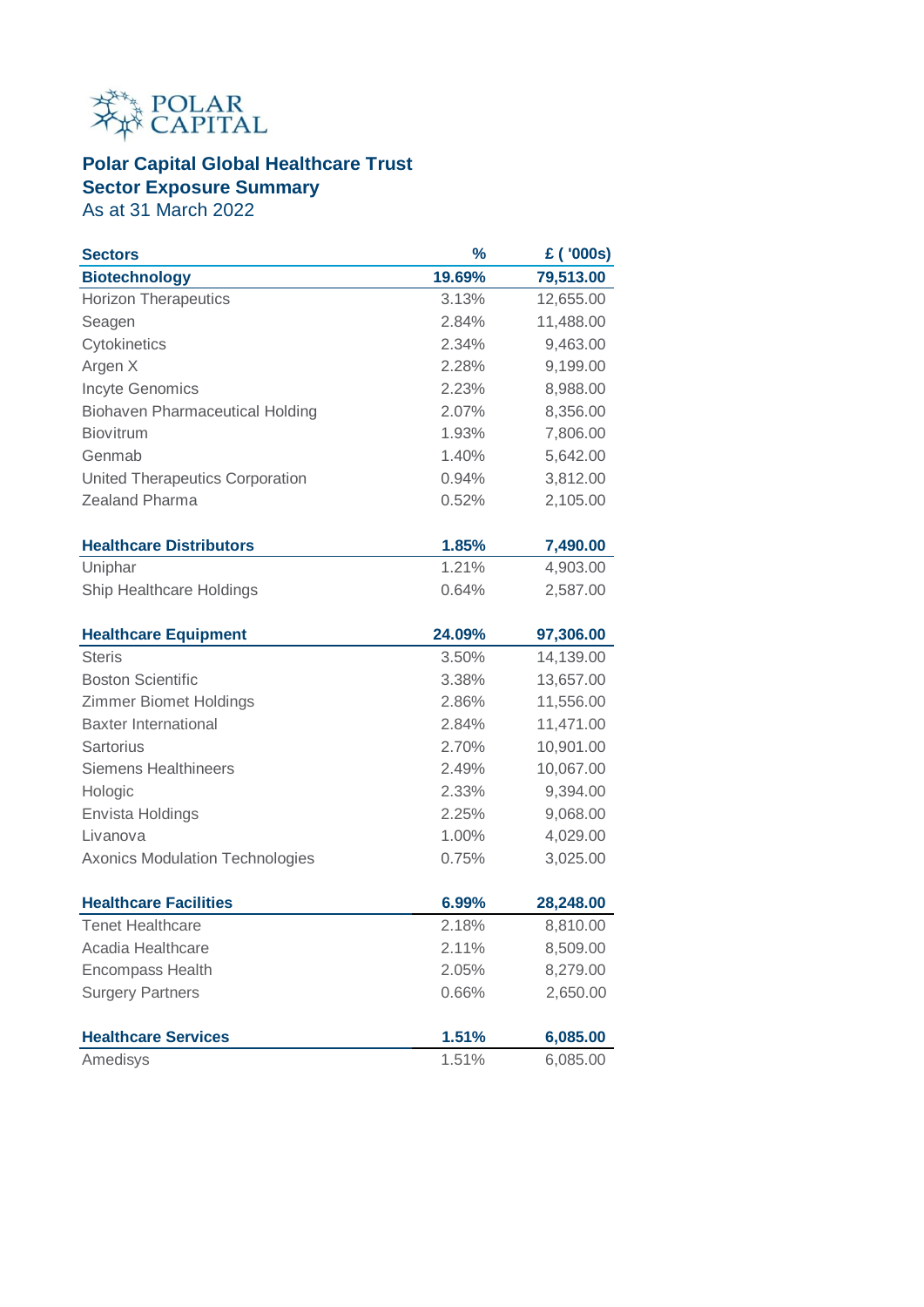POLAR CAPITAL

## Polar Capital Global Healthcare Trust
## Sector Exposure Summary
As at 31 March 2022

| Sectors | % | £ ( '000s) |
|---|---|---|
| **Biotechnology** | **19.69%** | **79,513.00** |
| Horizon Therapeutics | 3.13% | 12,655.00 |
| Seagen | 2.84% | 11,488.00 |
| Cytokinetics | 2.34% | 9,463.00 |
| Argen X | 2.28% | 9,199.00 |
| Incyte Genomics | 2.23% | 8,988.00 |
| Biohaven Pharmaceutical Holding | 2.07% | 8,356.00 |
| Biovitrum | 1.93% | 7,806.00 |
| Genmab | 1.40% | 5,642.00 |
| United Therapeutics Corporation | 0.94% | 3,812.00 |
| Zealand Pharma | 0.52% | 2,105.00 |
| **Healthcare Distributors** | **1.85%** | **7,490.00** |
| Uniphar | 1.21% | 4,903.00 |
| Ship Healthcare Holdings | 0.64% | 2,587.00 |
| **Healthcare Equipment** | **24.09%** | **97,306.00** |
| Steris | 3.50% | 14,139.00 |
| Boston Scientific | 3.38% | 13,657.00 |
| Zimmer Biomet Holdings | 2.86% | 11,556.00 |
| Baxter International | 2.84% | 11,471.00 |
| Sartorius | 2.70% | 10,901.00 |
| Siemens Healthineers | 2.49% | 10,067.00 |
| Hologic | 2.33% | 9,394.00 |
| Envista Holdings | 2.25% | 9,068.00 |
| Livanova | 1.00% | 4,029.00 |
| Axonics Modulation Technologies | 0.75% | 3,025.00 |
| **Healthcare Facilities** | **6.99%** | **28,248.00** |
| Tenet Healthcare | 2.18% | 8,810.00 |
| Acadia Healthcare | 2.11% | 8,509.00 |
| Encompass Health | 2.05% | 8,279.00 |
| Surgery Partners | 0.66% | 2,650.00 |
| **Healthcare Services** | **1.51%** | **6,085.00** |
| Amedisys | 1.51% | 6,085.00 |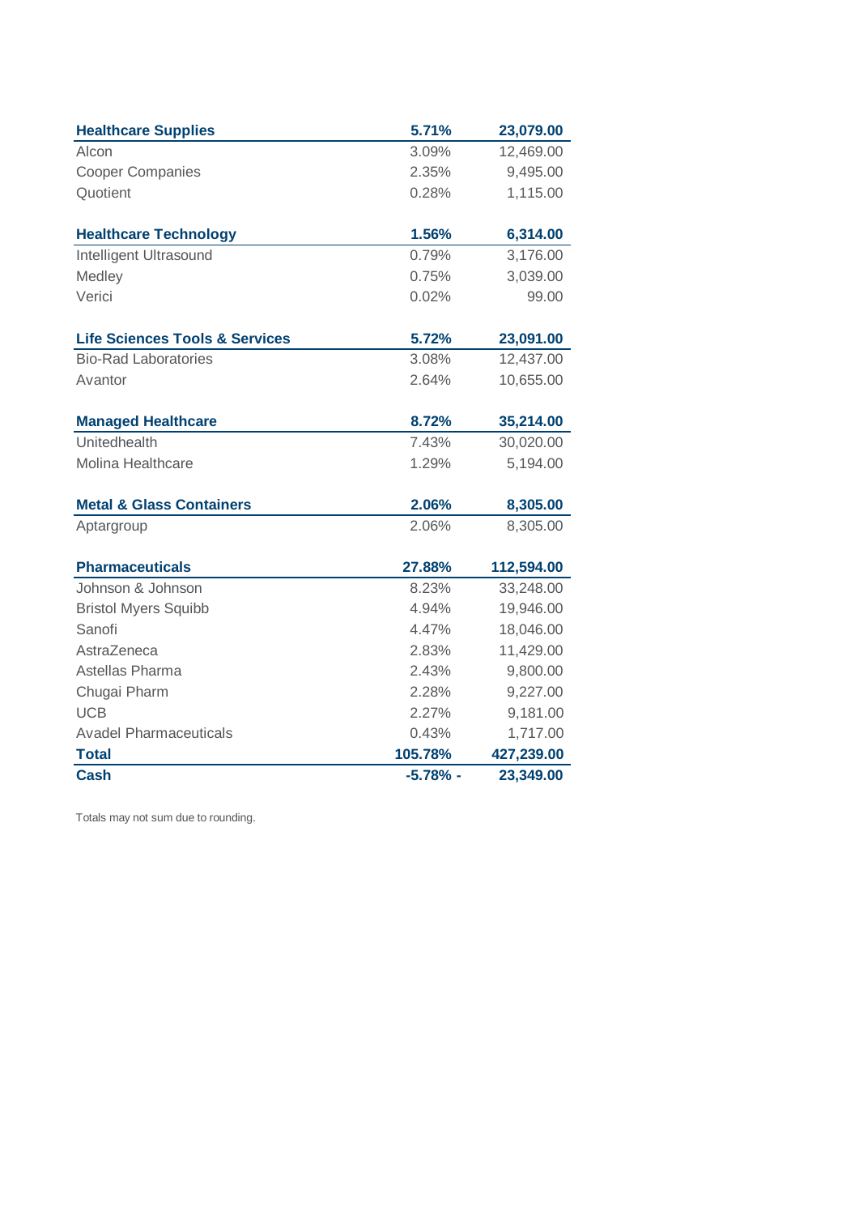| | | |
|---|---|---|
| **Healthcare Supplies** | **5.71%** | **23,079.00** |
| Alcon | 3.09% | 12,469.00 |
| Cooper Companies | 2.35% | 9,495.00 |
| Quotient | 0.28% | 1,115.00 |
| **Healthcare Technology** | **1.56%** | **6,314.00** |
| Intelligent Ultrasound | 0.79% | 3,176.00 |
| Medley | 0.75% | 3,039.00 |
| Verici | 0.02% | 99.00 |
| **Life Sciences Tools & Services** | **5.72%** | **23,091.00** |
| Bio-Rad Laboratories | 3.08% | 12,437.00 |
| Avantor | 2.64% | 10,655.00 |
| **Managed Healthcare** | **8.72%** | **35,214.00** |
| Unitedhealth | 7.43% | 30,020.00 |
| Molina Healthcare | 1.29% | 5,194.00 |
| **Metal & Glass Containers** | **2.06%** | **8,305.00** |
| Aptargroup | 2.06% | 8,305.00 |
| **Pharmaceuticals** | **27.88%** | **112,594.00** |
| Johnson & Johnson | 8.23% | 33,248.00 |
| Bristol Myers Squibb | 4.94% | 19,946.00 |
| Sanofi | 4.47% | 18,046.00 |
| AstraZeneca | 2.83% | 11,429.00 |
| Astellas Pharma | 2.43% | 9,800.00 |
| Chugai Pharm | 2.28% | 9,227.00 |
| UCB | 2.27% | 9,181.00 |
| Avadel Pharmaceuticals | 0.43% | 1,717.00 |
| **Total** | **105.78%** | **427,239.00** |
| **Cash** | **-5.78% -** | **23,349.00** |

Totals may not sum due to rounding.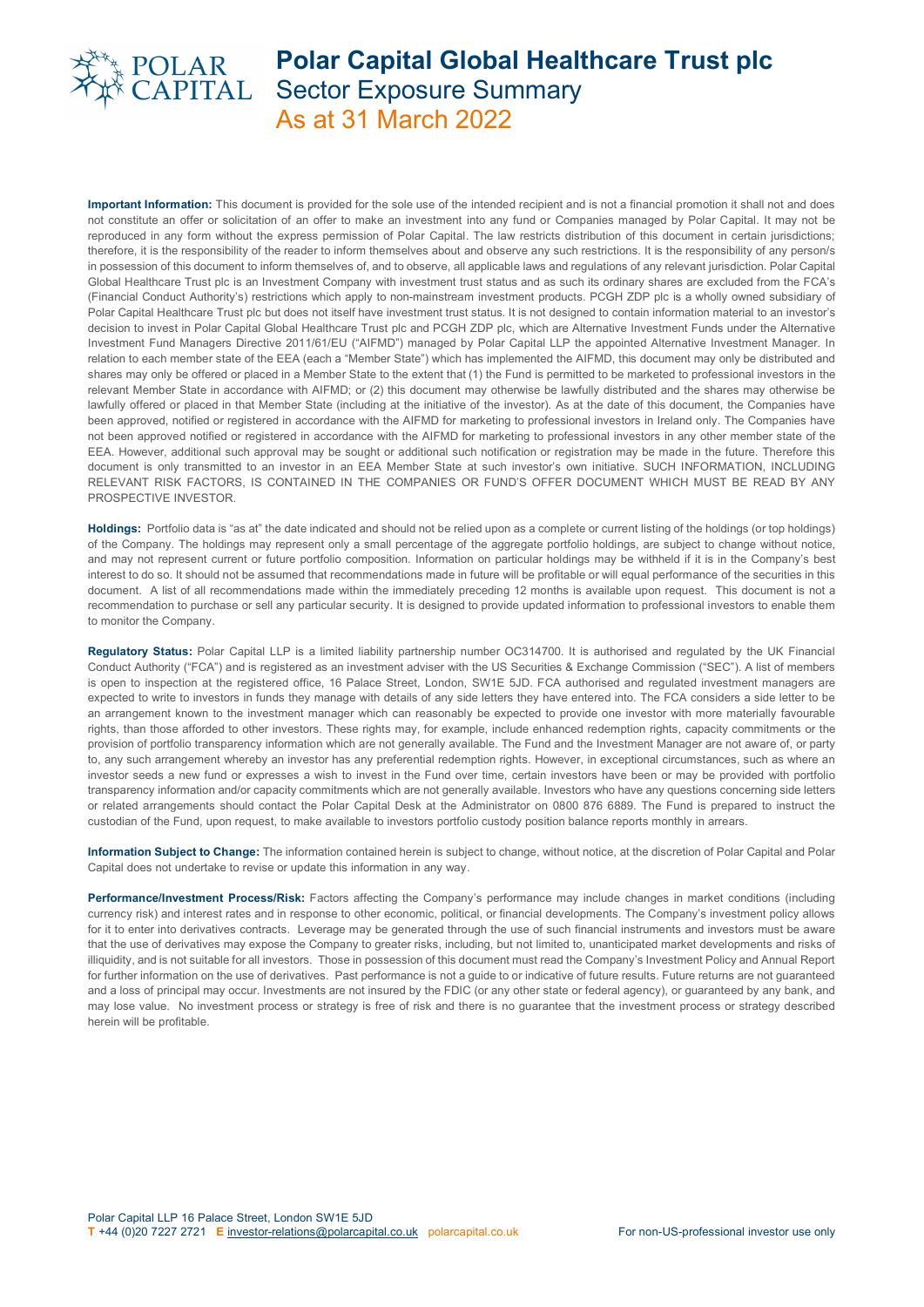# Polar Capital Global Healthcare Trust plc

## Sector Exposure Summary

## As at 31 March 2022

**Important Information:** This document is provided for the sole use of the intended recipient and is not a financial promotion it shall not and does not constitute an offer or solicitation of an offer to make an investment into any fund or Companies managed by Polar Capital. It may not be reproduced in any form without the express permission of Polar Capital. The law restricts distribution of this document in certain jurisdictions; therefore, it is the responsibility of the reader to inform themselves about and observe any such restrictions. It is the responsibility of any person/s in possession of this document to inform themselves of, and to observe, all applicable laws and regulations of any relevant jurisdiction. Polar Capital Global Healthcare Trust plc is an Investment Company with investment trust status and as such its ordinary shares are excluded from the FCA's (Financial Conduct Authority's) restrictions which apply to non-mainstream investment products. PCGH ZDP plc is a wholly owned subsidiary of Polar Capital Healthcare Trust plc but does not itself have investment trust status. It is not designed to contain information material to an investor's decision to invest in Polar Capital Global Healthcare Trust plc and PCGH ZDP plc, which are Alternative Investment Funds under the Alternative Investment Fund Managers Directive 2011/61/EU ("AIFMD") managed by Polar Capital LLP the appointed Alternative Investment Manager. In relation to each member state of the EEA (each a "Member State") which has implemented the AIFMD, this document may only be distributed and shares may only be offered or placed in a Member State to the extent that (1) the Fund is permitted to be marketed to professional investors in the relevant Member State in accordance with AIFMD; or (2) this document may otherwise be lawfully distributed and the shares may otherwise be lawfully offered or placed in that Member State (including at the initiative of the investor). As at the date of this document, the Companies have been approved, notified or registered in accordance with the AIFMD for marketing to professional investors in Ireland only. The Companies have not been approved notified or registered in accordance with the AIFMD for marketing to professional investors in any other member state of the EEA. However, additional such approval may be sought or additional such notification or registration may be made in the future. Therefore this document is only transmitted to an investor in an EEA Member State at such investor's own initiative. SUCH INFORMATION, INCLUDING RELEVANT RISK FACTORS, IS CONTAINED IN THE COMPANIES OR FUND'S OFFER DOCUMENT WHICH MUST BE READ BY ANY PROSPECTIVE INVESTOR.

**Holdings:** Portfolio data is "as at" the date indicated and should not be relied upon as a complete or current listing of the holdings (or top holdings) of the Company. The holdings may represent only a small percentage of the aggregate portfolio holdings, are subject to change without notice, and may not represent current or future portfolio composition. Information on particular holdings may be withheld if it is in the Company's best interest to do so. It should not be assumed that recommendations made in future will be profitable or will equal performance of the securities in this document. A list of all recommendations made within the immediately preceding 12 months is available upon request. This document is not a recommendation to purchase or sell any particular security. It is designed to provide updated information to professional investors to enable them to monitor the Company.

**Regulatory Status:** Polar Capital LLP is a limited liability partnership number OC314700. It is authorised and regulated by the UK Financial Conduct Authority ("FCA") and is registered as an investment adviser with the US Securities & Exchange Commission ("SEC"). A list of members is open to inspection at the registered office, 16 Palace Street, London, SW1E 5JD. FCA authorised and regulated investment managers are expected to write to investors in funds they manage with details of any side letters they have entered into. The FCA considers a side letter to be an arrangement known to the investment manager which can reasonably be expected to provide one investor with more materially favourable rights, than those afforded to other investors. These rights may, for example, include enhanced redemption rights, capacity commitments or the provision of portfolio transparency information which are not generally available. The Fund and the Investment Manager are not aware of, or party to, any such arrangement whereby an investor has any preferential redemption rights. However, in exceptional circumstances, such as where an investor seeds a new fund or expresses a wish to invest in the Fund over time, certain investors have been or may be provided with portfolio transparency information and/or capacity commitments which are not generally available. Investors who have any questions concerning side letters or related arrangements should contact the Polar Capital Desk at the Administrator on 0800 876 6889. The Fund is prepared to instruct the custodian of the Fund, upon request, to make available to investors portfolio custody position balance reports monthly in arrears.

**Information Subject to Change:** The information contained herein is subject to change, without notice, at the discretion of Polar Capital and Polar Capital does not undertake to revise or update this information in any way.

**Performance/Investment Process/Risk:** Factors affecting the Company's performance may include changes in market conditions (including currency risk) and interest rates and in response to other economic, political, or financial developments. The Company's investment policy allows for it to enter into derivatives contracts. Leverage may be generated through the use of such financial instruments and investors must be aware that the use of derivatives may expose the Company to greater risks, including, but not limited to, unanticipated market developments and risks of illiquidity, and is not suitable for all investors. Those in possession of this document must read the Company's Investment Policy and Annual Report for further information on the use of derivatives. Past performance is not a guide to or indicative of future results. Future returns are not guaranteed and a loss of principal may occur. Investments are not insured by the FDIC (or any other state or federal agency), or guaranteed by any bank, and may lose value. No investment process or strategy is free of risk and there is no guarantee that the investment process or strategy described herein will be profitable.

Polar Capital LLP 16 Palace Street, London SW1E 5JD
T +44 (0)20 7227 2721 E investor-relations@polarcapital.co.uk polarcapital.co.uk

For non-US-professional investor use only